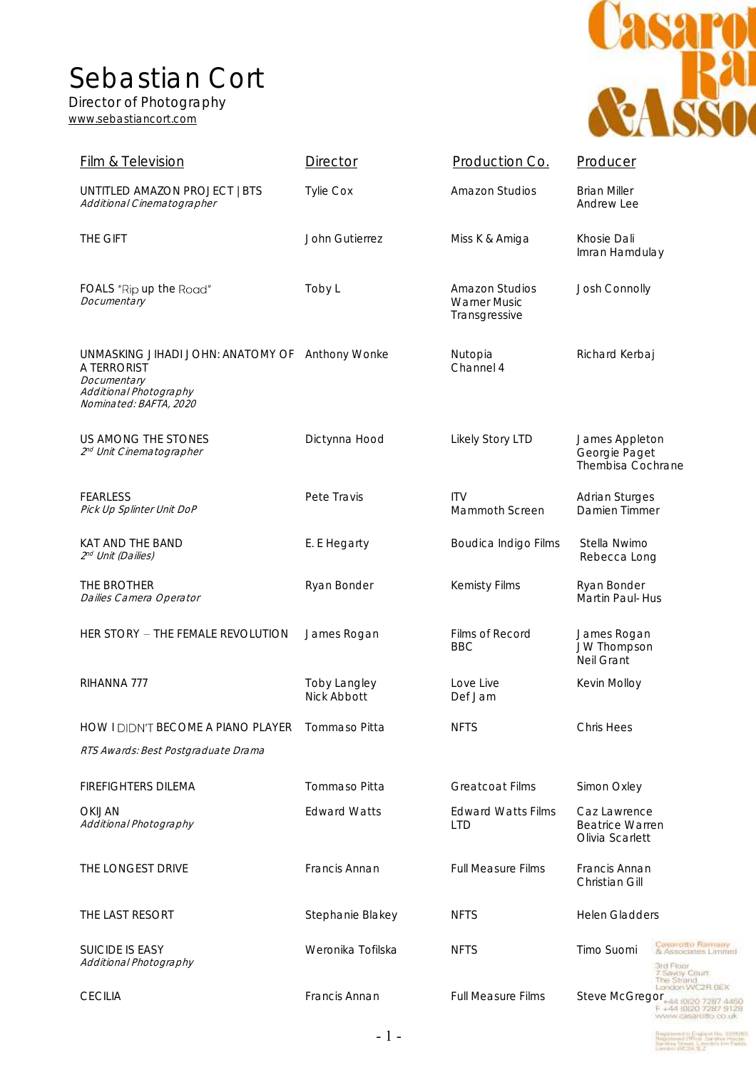# Sebastian Cort

Director of Photography

www.sebastiancort.com

| Film & Television | Director | Production Co. | Producer |
|---|---|---|---|
| UNTITLED AMAZON PROJECT \| BTS<br>*Additional Cinematographer* | Tylie Cox | Amazon Studios | Brian Miller<br>Andrew Lee |
| THE GIFT | John Gutierrez | Miss K & Amiga | Khosie Dali<br>Imran Hamdulay |
| FOALS "Rip up the Road"<br>*Documentary* | Toby L | Amazon Studios<br>Warner Music<br>Transgressive | Josh Connolly |
| UNMASKING JIHADI JOHN: ANATOMY OF A TERRORIST<br>*Documentary*<br>*Additional Photography*<br>*Nominated: BAFTA, 2020* | Anthony Wonke | Nutopia<br>Channel 4 | Richard Kerbaj |
| US AMONG THE STONES<br>*2nd Unit Cinematographer* | Dictynna Hood | Likely Story LTD | James Appleton<br>Georgie Paget<br>Thembisa Cochrane |
| FEARLESS<br>*Pick Up Splinter Unit DoP* | Pete Travis | ITV<br>Mammoth Screen | Adrian Sturges<br>Damien Timmer |
| KAT AND THE BAND<br>*2nd Unit (Dailies)* | E. E Hegarty | Boudica Indigo Films | Stella Nwimo<br>Rebecca Long |
| THE BROTHER<br>*Dailies Camera Operator* | Ryan Bonder | Kemisty Films | Ryan Bonder<br>Martin Paul-Hus |
| HER STORY – THE FEMALE REVOLUTION | James Rogan | Films of Record<br>BBC | James Rogan<br>JW Thompson<br>Neil Grant |
| RIHANNA 777 | Toby Langley<br>Nick Abbott | Love Live<br>Def Jam | Kevin Molloy |
| HOW I DIDN'T BECOME A PIANO PLAYER<br>*RTS Awards: Best Postgraduate Drama* | Tommaso Pitta | NFTS | Chris Hees |
| FIREFIGHTERS DILEMA | Tommaso Pitta | Greatcoat Films | Simon Oxley |
| OKIJAN<br>*Additional Photography* | Edward Watts | Edward Watts Films LTD | Caz Lawrence<br>Beatrice Warren<br>Olivia Scarlett |
| THE LONGEST DRIVE | Francis Annan | Full Measure Films | Francis Annan<br>Christian Gill |
| THE LAST RESORT | Stephanie Blakey | NFTS | Helen Gladders |
| SUICIDE IS EASY<br>*Additional Photography* | Weronika Tofilska | NFTS | Timo Suomi |
| CECILIA | Francis Annan | Full Measure Films | Steve McGregor |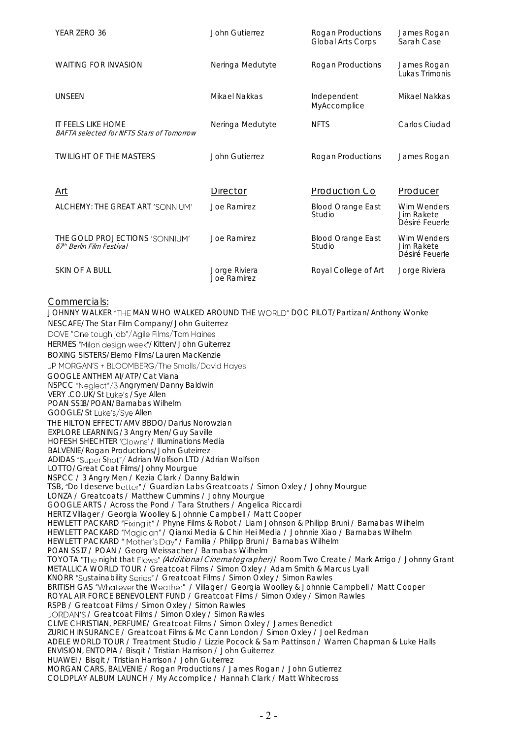| | | | |
|---|---|---|---|
| YEAR ZERO 36 | John Gutierrez | Rogan Productions<br>Global Arts Corps | James Rogan<br>Sarah Case |
| WAITING FOR INVASION | Neringa Medutyte | Rogan Productions | James Rogan<br>Lukas Trimonis |
| UNSEEN | Mikael Nakkas | Independent<br>MyAccomplice | Mikael Nakkas |
| IT FEELS LIKE HOME<br>*BAFTA selected for NFTS Stars of Tomorrow* | Neringa Medutyte | NFTS | Carlos Ciudad |
| TWILIGHT OF THE MASTERS | John Gutierrez | Rogan Productions | James Rogan |

| Art | Director | Production Co | Producer |
|---|---|---|---|
| ALCHEMY: THE GREAT ART 'SONNIUM' | Joe Ramirez | Blood Orange East Studio | Wim Wenders<br>Jim Rakete<br>Désiré Feuerle |
| THE GOLD PROJECTIONS 'SONNIUM'<br>*67th Berlin Film Festival* | Joe Ramirez | Blood Orange East Studio | Wim Wenders<br>Jim Rakete<br>Désiré Feuerle |
| SKIN OF A BULL | Jorge Riviera<br>Joe Ramirez | Royal College of Art | Jorge Riviera |

## Commercials:

JOHNNY WALKER "THE MAN WHO WALKED AROUND THE WORLD" DOC PILOT/ Partizan/ Anthony Wonke
NESCAFE/ The Star Film Company/ John Guiterrez
DOVE "One tough job"/ Agile Films/ Tom Haines
HERMES "Milan design week"/ Kitten/ John Guiterrez
BOXING SISTERS/ Elemo Films/ Lauren MacKenzie
JP MORGAN'S + BLOOMBERG/ The Smalls/ David Hayes
GOOGLE ANTHEM AI/ ATP/ Cat Viana
NSPCC "Neglect"/ 3 Angrymen/ Danny Baldwin
VERY .CO.UK/ St Luke's / Sye Allen
POAN SS18/ POAN/ Barnabas Wilhelm
GOOGLE/ St Luke's/ Sye Allen
THE HILTON EFFECT/ AMV BBDO/ Darius Norowzian
EXPLORE LEARNING/ 3 Angry Men/ Guy Saville
HOFESH SHECHTER 'Clowns' / Illuminations Media
BALVENIE/ Rogan Productions/ John Guteirrez
ADIDAS "Super Shot"/ Adrian Wolfson LTD / Adrian Wolfson
LOTTO/ Great Coat Films/ Johny Mourgue
NSPCC / 3 Angry Men / Kezia Clark / Danny Baldwin
TSB, "Do I deserve better" / Guardian Labs Greatcoats / Simon Oxley / Johny Mourgue
LONZA / Greatcoats / Matthew Cummins / Johny Mourgue
GOOGLE ARTS / Across the Pond / Tara Struthers / Angelica Riccardi
HERTZ Villager / Georgia Woolley & Johnnie Campbell / Matt Cooper
HEWLETT PACKARD "Fixing it" / Phyne Films & Robot / Liam Johnson & Philipp Bruni / Barnabas Wilhelm
HEWLETT PACKARD "Magician" / Qianxi Media & Chin Hei Media / Johnnie Xiao / Barnabas Wilhelm
HEWLETT PACKARD " Mother's Day" / Familia / Philipp Bruni / Barnabas Wilhelm
POAN SS17 / POAN / Georg Weissacher / Barnabas Wilhelm
TOYOTA "The night that Flows" *(Additional Cinematographer)* / Room Two Create / Mark Arrigo / Johnny Grant
METALLICA WORLD TOUR / Greatcoat Films / Simon Oxley / Adam Smith & Marcus Lyall
KNORR "Sustainability Series" / Greatcoat Films / Simon Oxley / Simon Rawles
BRITISH GAS "Whatever the Weather" / Villager / Georgia Woolley & Johnnie Campbell / Matt Cooper
ROYAL AIR FORCE BENEVOLENT FUND / Greatcoat Films / Simon Oxley / Simon Rawles
RSPB / Greatcoat Films / Simon Oxley / Simon Rawles
JORDAN'S / Greatcoat Films / Simon Oxley / Simon Rawles
CLIVE CHRISTIAN, PERFUME/ Greatcoat Films / Simon Oxley / James Benedict
ZURICH INSURANCE / Greatcoat Films & Mc Cann London / Simon Oxley / Joel Redman
ADELE WORLD TOUR / Treatment Studio / Lizzie Pocock & Sam Pattinson / Warren Chapman & Luke Halls
ENVISION, ENTOPIA / Bisqit / Tristian Harrison / John Guiterrez
HUAWEI / Bisqit / Tristian Harrison / John Guiterrez
MORGAN CARS, BALVENIE / Rogan Productions / James Rogan / John Gutierrez
COLDPLAY ALBUM LAUNCH / My Accomplice / Hannah Clark / Matt Whitecross